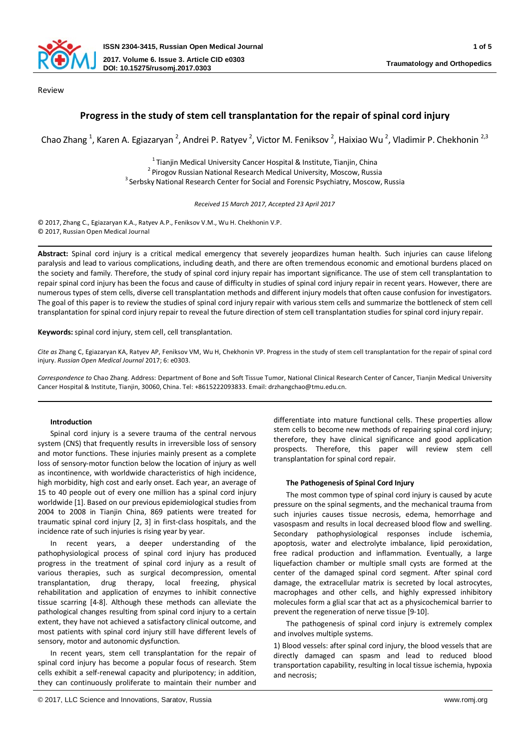Review

# Progress in the study of stem cell transplantation for the repair of spinal cord injury

Chao Zhang [1], Karen A. Egiazaryan [2], Andrei P. Ratyev [2], Victor M. Feniksov [2], Haixiao Wu [2], Vladimir P. Chekhonin [2,3]

[1] Tianjin Medical University Cancer Hospital & Institute, Tianjin, China
[2] Pirogov Russian National Research Medical University, Moscow, Russia
[3] Serbsky National Research Center for Social and Forensic Psychiatry, Moscow, Russia

*Received 15 March 2017, Accepted 23 April 2017*

© 2017, Zhang C., Egiazaryan K.A., Ratyev A.P., Feniksov V.M., Wu H. Chekhonin V.P.
© 2017, Russian Open Medical Journal

**Abstract:** Spinal cord injury is a critical medical emergency that severely jeopardizes human health. Such injuries can cause lifelong paralysis and lead to various complications, including death, and there are often tremendous economic and emotional burdens placed on the society and family. Therefore, the study of spinal cord injury repair has important significance. The use of stem cell transplantation to repair spinal cord injury has been the focus and cause of difficulty in studies of spinal cord injury repair in recent years. However, there are numerous types of stem cells, diverse cell transplantation methods and different injury models that often cause confusion for investigators. The goal of this paper is to review the studies of spinal cord injury repair with various stem cells and summarize the bottleneck of stem cell transplantation for spinal cord injury repair to reveal the future direction of stem cell transplantation studies for spinal cord injury repair.

**Keywords:** spinal cord injury, stem cell, cell transplantation.

*Cite as* Zhang C, Egiazaryan KA, Ratyev AP, Feniksov VM, Wu H, Chekhonin VP. Progress in the study of stem cell transplantation for the repair of spinal cord injury. *Russian Open Medical Journal* 2017; 6: e0303.

*Correspondence to* Chao Zhang. Address: Department of Bone and Soft Tissue Tumor, National Clinical Research Center of Cancer, Tianjin Medical University Cancer Hospital & Institute, Tianjin, 30060, China. Tel: +8615222093833. Email: drzhangchao@tmu.edu.cn.

## Introduction

Spinal cord injury is a severe trauma of the central nervous system (CNS) that frequently results in irreversible loss of sensory and motor functions. These injuries mainly present as a complete loss of sensory-motor function below the location of injury as well as incontinence, with worldwide characteristics of high incidence, high morbidity, high cost and early onset. Each year, an average of 15 to 40 people out of every one million has a spinal cord injury worldwide [1]. Based on our previous epidemiological studies from 2004 to 2008 in Tianjin China, 869 patients were treated for traumatic spinal cord injury [2, 3] in first-class hospitals, and the incidence rate of such injuries is rising year by year.

In recent years, a deeper understanding of the pathophysiological process of spinal cord injury has produced progress in the treatment of spinal cord injury as a result of various therapies, such as surgical decompression, omental transplantation, drug therapy, local freezing, physical rehabilitation and application of enzymes to inhibit connective tissue scarring [4-8]. Although these methods can alleviate the pathological changes resulting from spinal cord injury to a certain extent, they have not achieved a satisfactory clinical outcome, and most patients with spinal cord injury still have different levels of sensory, motor and autonomic dysfunction.

In recent years, stem cell transplantation for the repair of spinal cord injury has become a popular focus of research. Stem cells exhibit a self-renewal capacity and pluripotency; in addition, they can continuously proliferate to maintain their number and differentiate into mature functional cells. These properties allow stem cells to become new methods of repairing spinal cord injury; therefore, they have clinical significance and good application prospects. Therefore, this paper will review stem cell transplantation for spinal cord repair.

## The Pathogenesis of Spinal Cord Injury

The most common type of spinal cord injury is caused by acute pressure on the spinal segments, and the mechanical trauma from such injuries causes tissue necrosis, edema, hemorrhage and vasospasm and results in local decreased blood flow and swelling. Secondary pathophysiological responses include ischemia, apoptosis, water and electrolyte imbalance, lipid peroxidation, free radical production and inflammation. Eventually, a large liquefaction chamber or multiple small cysts are formed at the center of the damaged spinal cord segment. After spinal cord damage, the extracellular matrix is secreted by local astrocytes, macrophages and other cells, and highly expressed inhibitory molecules form a glial scar that act as a physicochemical barrier to prevent the regeneration of nerve tissue [9-10].

The pathogenesis of spinal cord injury is extremely complex and involves multiple systems.

1) Blood vessels: after spinal cord injury, the blood vessels that are directly damaged can spasm and lead to reduced blood transportation capability, resulting in local tissue ischemia, hypoxia and necrosis;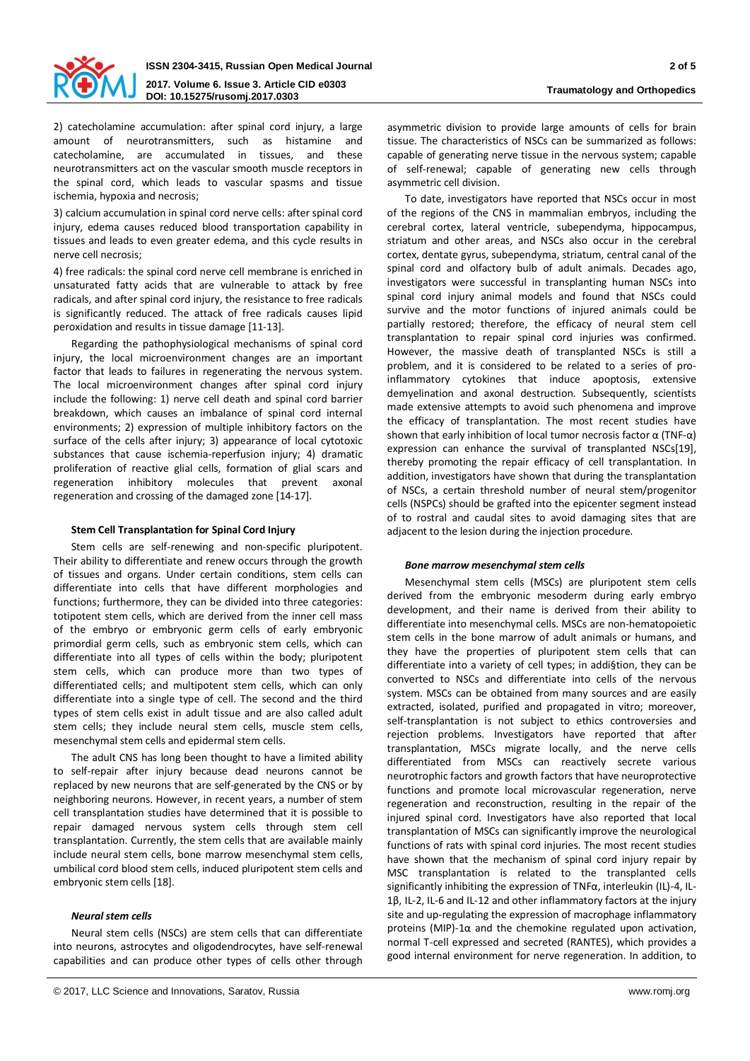2) catecholamine accumulation: after spinal cord injury, a large amount of neurotransmitters, such as histamine and catecholamine, are accumulated in tissues, and these neurotransmitters act on the vascular smooth muscle receptors in the spinal cord, which leads to vascular spasms and tissue ischemia, hypoxia and necrosis;

3) calcium accumulation in spinal cord nerve cells: after spinal cord injury, edema causes reduced blood transportation capability in tissues and leads to even greater edema, and this cycle results in nerve cell necrosis;

4) free radicals: the spinal cord nerve cell membrane is enriched in unsaturated fatty acids that are vulnerable to attack by free radicals, and after spinal cord injury, the resistance to free radicals is significantly reduced. The attack of free radicals causes lipid peroxidation and results in tissue damage [11-13].

Regarding the pathophysiological mechanisms of spinal cord injury, the local microenvironment changes are an important factor that leads to failures in regenerating the nervous system. The local microenvironment changes after spinal cord injury include the following: 1) nerve cell death and spinal cord barrier breakdown, which causes an imbalance of spinal cord internal environments; 2) expression of multiple inhibitory factors on the surface of the cells after injury; 3) appearance of local cytotoxic substances that cause ischemia-reperfusion injury; 4) dramatic proliferation of reactive glial cells, formation of glial scars and regeneration inhibitory molecules that prevent axonal regeneration and crossing of the damaged zone [14-17].

**Stem Cell Transplantation for Spinal Cord Injury**

Stem cells are self-renewing and non-specific pluripotent. Their ability to differentiate and renew occurs through the growth of tissues and organs. Under certain conditions, stem cells can differentiate into cells that have different morphologies and functions; furthermore, they can be divided into three categories: totipotent stem cells, which are derived from the inner cell mass of the embryo or embryonic germ cells of early embryonic primordial germ cells, such as embryonic stem cells, which can differentiate into all types of cells within the body; pluripotent stem cells, which can produce more than two types of differentiated cells; and multipotent stem cells, which can only differentiate into a single type of cell. The second and the third types of stem cells exist in adult tissue and are also called adult stem cells; they include neural stem cells, muscle stem cells, mesenchymal stem cells and epidermal stem cells.

The adult CNS has long been thought to have a limited ability to self-repair after injury because dead neurons cannot be replaced by new neurons that are self-generated by the CNS or by neighboring neurons. However, in recent years, a number of stem cell transplantation studies have determined that it is possible to repair damaged nervous system cells through stem cell transplantation. Currently, the stem cells that are available mainly include neural stem cells, bone marrow mesenchymal stem cells, umbilical cord blood stem cells, induced pluripotent stem cells and embryonic stem cells [18].

***Neural stem cells***

Neural stem cells (NSCs) are stem cells that can differentiate into neurons, astrocytes and oligodendrocytes, have self-renewal capabilities and can produce other types of cells other through asymmetric division to provide large amounts of cells for brain tissue. The characteristics of NSCs can be summarized as follows: capable of generating nerve tissue in the nervous system; capable of self-renewal; capable of generating new cells through asymmetric cell division.

To date, investigators have reported that NSCs occur in most of the regions of the CNS in mammalian embryos, including the cerebral cortex, lateral ventricle, subependyma, hippocampus, striatum and other areas, and NSCs also occur in the cerebral cortex, dentate gyrus, subependyma, striatum, central canal of the spinal cord and olfactory bulb of adult animals. Decades ago, investigators were successful in transplanting human NSCs into spinal cord injury animal models and found that NSCs could survive and the motor functions of injured animals could be partially restored; therefore, the efficacy of neural stem cell transplantation to repair spinal cord injuries was confirmed. However, the massive death of transplanted NSCs is still a problem, and it is considered to be related to a series of pro-inflammatory cytokines that induce apoptosis, extensive demyelination and axonal destruction. Subsequently, scientists made extensive attempts to avoid such phenomena and improve the efficacy of transplantation. The most recent studies have shown that early inhibition of local tumor necrosis factor α (TNF-α) expression can enhance the survival of transplanted NSCs[19], thereby promoting the repair efficacy of cell transplantation. In addition, investigators have shown that during the transplantation of NSCs, a certain threshold number of neural stem/progenitor cells (NSPCs) should be grafted into the epicenter segment instead of to rostral and caudal sites to avoid damaging sites that are adjacent to the lesion during the injection procedure.

***Bone marrow mesenchymal stem cells***

Mesenchymal stem cells (MSCs) are pluripotent stem cells derived from the embryonic mesoderm during early embryo development, and their name is derived from their ability to differentiate into mesenchymal cells. MSCs are non-hematopoietic stem cells in the bone marrow of adult animals or humans, and they have the properties of pluripotent stem cells that can differentiate into a variety of cell types; in addi§tion, they can be converted to NSCs and differentiate into cells of the nervous system. MSCs can be obtained from many sources and are easily extracted, isolated, purified and propagated in vitro; moreover, self-transplantation is not subject to ethics controversies and rejection problems. Investigators have reported that after transplantation, MSCs migrate locally, and the nerve cells differentiated from MSCs can reactively secrete various neurotrophic factors and growth factors that have neuroprotective functions and promote local microvascular regeneration, nerve regeneration and reconstruction, resulting in the repair of the injured spinal cord. Investigators have also reported that local transplantation of MSCs can significantly improve the neurological functions of rats with spinal cord injuries. The most recent studies have shown that the mechanism of spinal cord injury repair by MSC transplantation is related to the transplanted cells significantly inhibiting the expression of TNFα, interleukin (IL)-4, IL-1β, IL-2, IL-6 and IL-12 and other inflammatory factors at the injury site and up-regulating the expression of macrophage inflammatory proteins (MIP)-1α and the chemokine regulated upon activation, normal T-cell expressed and secreted (RANTES), which provides a good internal environment for nerve regeneration. In addition, to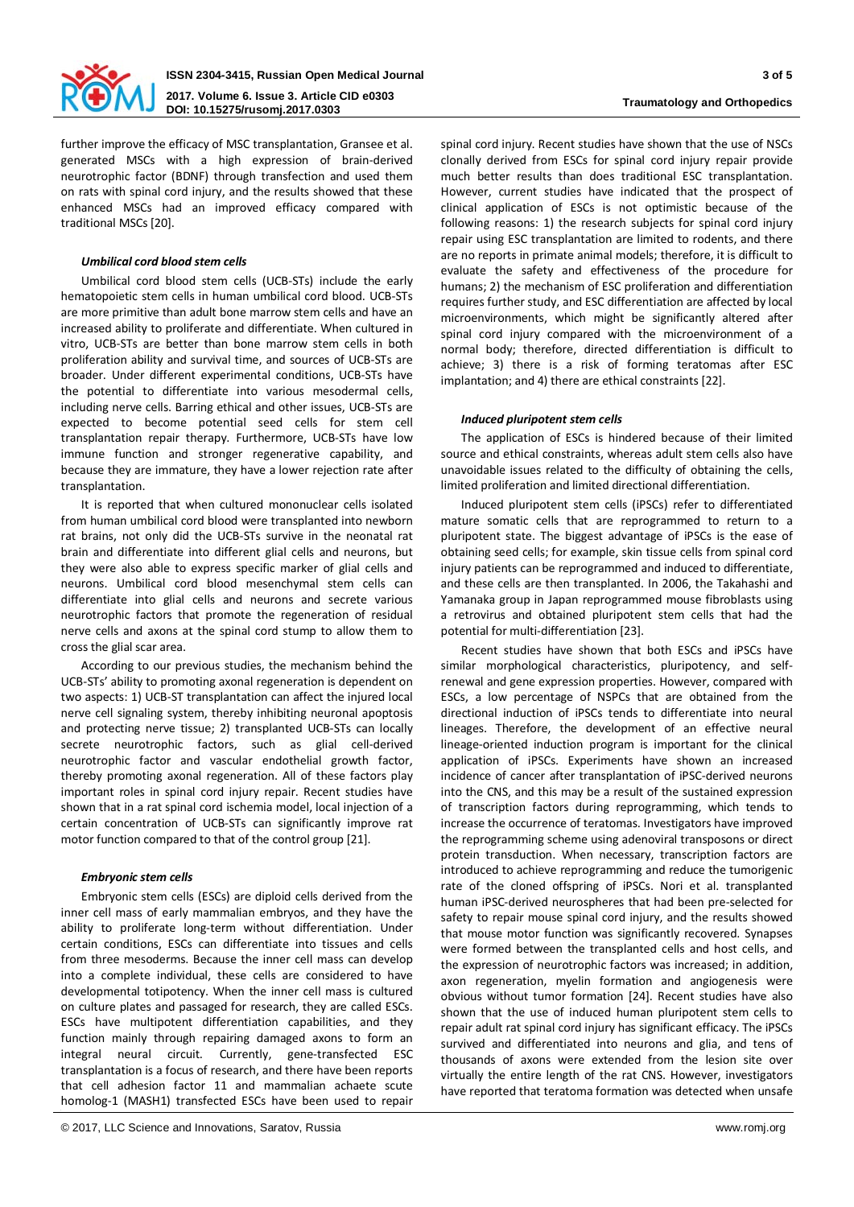further improve the efficacy of MSC transplantation, Gransee et al. generated MSCs with a high expression of brain-derived neurotrophic factor (BDNF) through transfection and used them on rats with spinal cord injury, and the results showed that these enhanced MSCs had an improved efficacy compared with traditional MSCs [20].

### *Umbilical cord blood stem cells*

Umbilical cord blood stem cells (UCB-STs) include the early hematopoietic stem cells in human umbilical cord blood. UCB-STs are more primitive than adult bone marrow stem cells and have an increased ability to proliferate and differentiate. When cultured in vitro, UCB-STs are better than bone marrow stem cells in both proliferation ability and survival time, and sources of UCB-STs are broader. Under different experimental conditions, UCB-STs have the potential to differentiate into various mesodermal cells, including nerve cells. Barring ethical and other issues, UCB-STs are expected to become potential seed cells for stem cell transplantation repair therapy. Furthermore, UCB-STs have low immune function and stronger regenerative capability, and because they are immature, they have a lower rejection rate after transplantation.

It is reported that when cultured mononuclear cells isolated from human umbilical cord blood were transplanted into newborn rat brains, not only did the UCB-STs survive in the neonatal rat brain and differentiate into different glial cells and neurons, but they were also able to express specific marker of glial cells and neurons. Umbilical cord blood mesenchymal stem cells can differentiate into glial cells and neurons and secrete various neurotrophic factors that promote the regeneration of residual nerve cells and axons at the spinal cord stump to allow them to cross the glial scar area.

According to our previous studies, the mechanism behind the UCB-STs' ability to promoting axonal regeneration is dependent on two aspects: 1) UCB-ST transplantation can affect the injured local nerve cell signaling system, thereby inhibiting neuronal apoptosis and protecting nerve tissue; 2) transplanted UCB-STs can locally secrete neurotrophic factors, such as glial cell-derived neurotrophic factor and vascular endothelial growth factor, thereby promoting axonal regeneration. All of these factors play important roles in spinal cord injury repair. Recent studies have shown that in a rat spinal cord ischemia model, local injection of a certain concentration of UCB-STs can significantly improve rat motor function compared to that of the control group [21].

### *Embryonic stem cells*

Embryonic stem cells (ESCs) are diploid cells derived from the inner cell mass of early mammalian embryos, and they have the ability to proliferate long-term without differentiation. Under certain conditions, ESCs can differentiate into tissues and cells from three mesoderms. Because the inner cell mass can develop into a complete individual, these cells are considered to have developmental totipotency. When the inner cell mass is cultured on culture plates and passaged for research, they are called ESCs. ESCs have multipotent differentiation capabilities, and they function mainly through repairing damaged axons to form an integral neural circuit. Currently, gene-transfected ESC transplantation is a focus of research, and there have been reports that cell adhesion factor 11 and mammalian achaete scute homolog-1 (MASH1) transfected ESCs have been used to repair spinal cord injury. Recent studies have shown that the use of NSCs clonally derived from ESCs for spinal cord injury repair provide much better results than does traditional ESC transplantation. However, current studies have indicated that the prospect of clinical application of ESCs is not optimistic because of the following reasons: 1) the research subjects for spinal cord injury repair using ESC transplantation are limited to rodents, and there are no reports in primate animal models; therefore, it is difficult to evaluate the safety and effectiveness of the procedure for humans; 2) the mechanism of ESC proliferation and differentiation requires further study, and ESC differentiation are affected by local microenvironments, which might be significantly altered after spinal cord injury compared with the microenvironment of a normal body; therefore, directed differentiation is difficult to achieve; 3) there is a risk of forming teratomas after ESC implantation; and 4) there are ethical constraints [22].

### *Induced pluripotent stem cells*

The application of ESCs is hindered because of their limited source and ethical constraints, whereas adult stem cells also have unavoidable issues related to the difficulty of obtaining the cells, limited proliferation and limited directional differentiation.

Induced pluripotent stem cells (iPSCs) refer to differentiated mature somatic cells that are reprogrammed to return to a pluripotent state. The biggest advantage of iPSCs is the ease of obtaining seed cells; for example, skin tissue cells from spinal cord injury patients can be reprogrammed and induced to differentiate, and these cells are then transplanted. In 2006, the Takahashi and Yamanaka group in Japan reprogrammed mouse fibroblasts using a retrovirus and obtained pluripotent stem cells that had the potential for multi-differentiation [23].

Recent studies have shown that both ESCs and iPSCs have similar morphological characteristics, pluripotency, and self-renewal and gene expression properties. However, compared with ESCs, a low percentage of NSPCs that are obtained from the directional induction of iPSCs tends to differentiate into neural lineages. Therefore, the development of an effective neural lineage-oriented induction program is important for the clinical application of iPSCs. Experiments have shown an increased incidence of cancer after transplantation of iPSC-derived neurons into the CNS, and this may be a result of the sustained expression of transcription factors during reprogramming, which tends to increase the occurrence of teratomas. Investigators have improved the reprogramming scheme using adenoviral transposons or direct protein transduction. When necessary, transcription factors are introduced to achieve reprogramming and reduce the tumorigenic rate of the cloned offspring of iPSCs. Nori et al. transplanted human iPSC-derived neurospheres that had been pre-selected for safety to repair mouse spinal cord injury, and the results showed that mouse motor function was significantly recovered. Synapses were formed between the transplanted cells and host cells, and the expression of neurotrophic factors was increased; in addition, axon regeneration, myelin formation and angiogenesis were obvious without tumor formation [24]. Recent studies have also shown that the use of induced human pluripotent stem cells to repair adult rat spinal cord injury has significant efficacy. The iPSCs survived and differentiated into neurons and glia, and tens of thousands of axons were extended from the lesion site over virtually the entire length of the rat CNS. However, investigators have reported that teratoma formation was detected when unsafe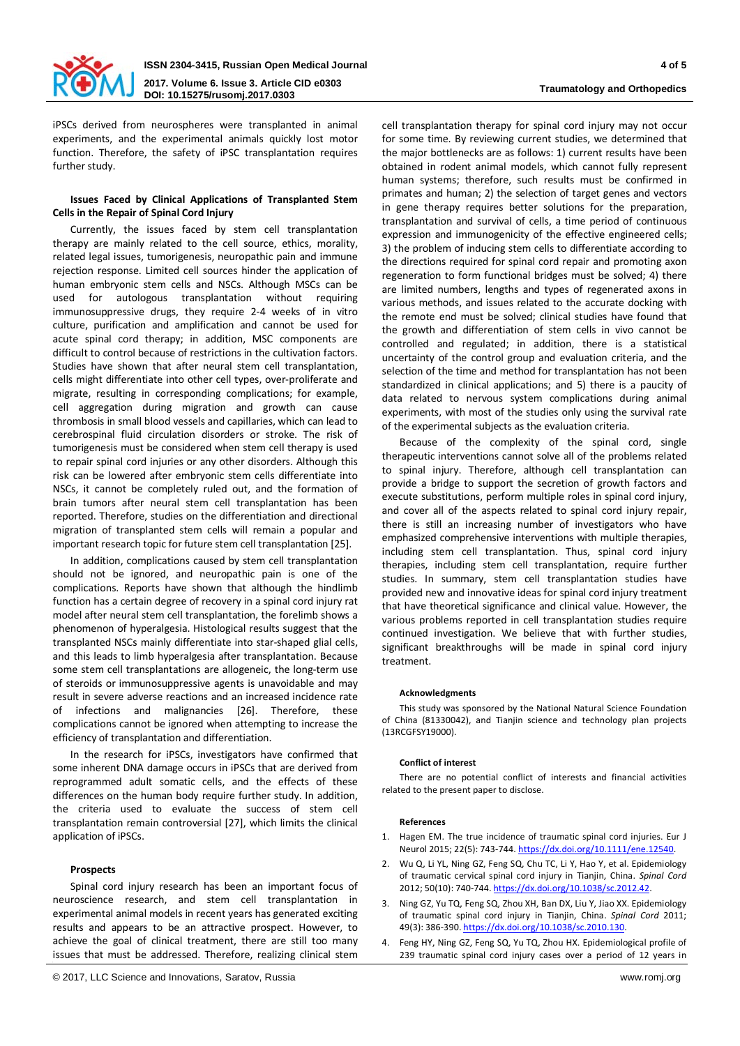iPSCs derived from neurospheres were transplanted in animal experiments, and the experimental animals quickly lost motor function. Therefore, the safety of iPSC transplantation requires further study.

### Issues Faced by Clinical Applications of Transplanted Stem Cells in the Repair of Spinal Cord Injury

Currently, the issues faced by stem cell transplantation therapy are mainly related to the cell source, ethics, morality, related legal issues, tumorigenesis, neuropathic pain and immune rejection response. Limited cell sources hinder the application of human embryonic stem cells and NSCs. Although MSCs can be used for autologous transplantation without requiring immunosuppressive drugs, they require 2-4 weeks of in vitro culture, purification and amplification and cannot be used for acute spinal cord therapy; in addition, MSC components are difficult to control because of restrictions in the cultivation factors. Studies have shown that after neural stem cell transplantation, cells might differentiate into other cell types, over-proliferate and migrate, resulting in corresponding complications; for example, cell aggregation during migration and growth can cause thrombosis in small blood vessels and capillaries, which can lead to cerebrospinal fluid circulation disorders or stroke. The risk of tumorigenesis must be considered when stem cell therapy is used to repair spinal cord injuries or any other disorders. Although this risk can be lowered after embryonic stem cells differentiate into NSCs, it cannot be completely ruled out, and the formation of brain tumors after neural stem cell transplantation has been reported. Therefore, studies on the differentiation and directional migration of transplanted stem cells will remain a popular and important research topic for future stem cell transplantation [25].

In addition, complications caused by stem cell transplantation should not be ignored, and neuropathic pain is one of the complications. Reports have shown that although the hindlimb function has a certain degree of recovery in a spinal cord injury rat model after neural stem cell transplantation, the forelimb shows a phenomenon of hyperalgesia. Histological results suggest that the transplanted NSCs mainly differentiate into star-shaped glial cells, and this leads to limb hyperalgesia after transplantation. Because some stem cell transplantations are allogeneic, the long-term use of steroids or immunosuppressive agents is unavoidable and may result in severe adverse reactions and an increased incidence rate of infections and malignancies [26]. Therefore, these complications cannot be ignored when attempting to increase the efficiency of transplantation and differentiation.

In the research for iPSCs, investigators have confirmed that some inherent DNA damage occurs in iPSCs that are derived from reprogrammed adult somatic cells, and the effects of these differences on the human body require further study. In addition, the criteria used to evaluate the success of stem cell transplantation remain controversial [27], which limits the clinical application of iPSCs.

### Prospects

Spinal cord injury research has been an important focus of neuroscience research, and stem cell transplantation in experimental animal models in recent years has generated exciting results and appears to be an attractive prospect. However, to achieve the goal of clinical treatment, there are still too many issues that must be addressed. Therefore, realizing clinical stem cell transplantation therapy for spinal cord injury may not occur for some time. By reviewing current studies, we determined that the major bottlenecks are as follows: 1) current results have been obtained in rodent animal models, which cannot fully represent human systems; therefore, such results must be confirmed in primates and human; 2) the selection of target genes and vectors in gene therapy requires better solutions for the preparation, transplantation and survival of cells, a time period of continuous expression and immunogenicity of the effective engineered cells; 3) the problem of inducing stem cells to differentiate according to the directions required for spinal cord repair and promoting axon regeneration to form functional bridges must be solved; 4) there are limited numbers, lengths and types of regenerated axons in various methods, and issues related to the accurate docking with the remote end must be solved; clinical studies have found that the growth and differentiation of stem cells in vivo cannot be controlled and regulated; in addition, there is a statistical uncertainty of the control group and evaluation criteria, and the selection of the time and method for transplantation has not been standardized in clinical applications; and 5) there is a paucity of data related to nervous system complications during animal experiments, with most of the studies only using the survival rate of the experimental subjects as the evaluation criteria.

Because of the complexity of the spinal cord, single therapeutic interventions cannot solve all of the problems related to spinal injury. Therefore, although cell transplantation can provide a bridge to support the secretion of growth factors and execute substitutions, perform multiple roles in spinal cord injury, and cover all of the aspects related to spinal cord injury repair, there is still an increasing number of investigators who have emphasized comprehensive interventions with multiple therapies, including stem cell transplantation. Thus, spinal cord injury therapies, including stem cell transplantation, require further studies. In summary, stem cell transplantation studies have provided new and innovative ideas for spinal cord injury treatment that have theoretical significance and clinical value. However, the various problems reported in cell transplantation studies require continued investigation. We believe that with further studies, significant breakthroughs will be made in spinal cord injury treatment.

#### Acknowledgments

This study was sponsored by the National Natural Science Foundation of China (81330042), and Tianjin science and technology plan projects (13RCGFSY19000).

#### Conflict of interest

There are no potential conflict of interests and financial activities related to the present paper to disclose.

#### References

1. Hagen EM. The true incidence of traumatic spinal cord injuries. Eur J Neurol 2015; 22(5): 743-744. https://dx.doi.org/10.1111/ene.12540.
2. Wu Q, Li YL, Ning GZ, Feng SQ, Chu TC, Li Y, Hao Y, et al. Epidemiology of traumatic cervical spinal cord injury in Tianjin, China. *Spinal Cord* 2012; 50(10): 740-744. https://dx.doi.org/10.1038/sc.2012.42.
3. Ning GZ, Yu TQ, Feng SQ, Zhou XH, Ban DX, Liu Y, Jiao XX. Epidemiology of traumatic spinal cord injury in Tianjin, China. *Spinal Cord* 2011; 49(3): 386-390. https://dx.doi.org/10.1038/sc.2010.130.
4. Feng HY, Ning GZ, Feng SQ, Yu TQ, Zhou HX. Epidemiological profile of 239 traumatic spinal cord injury cases over a period of 12 years in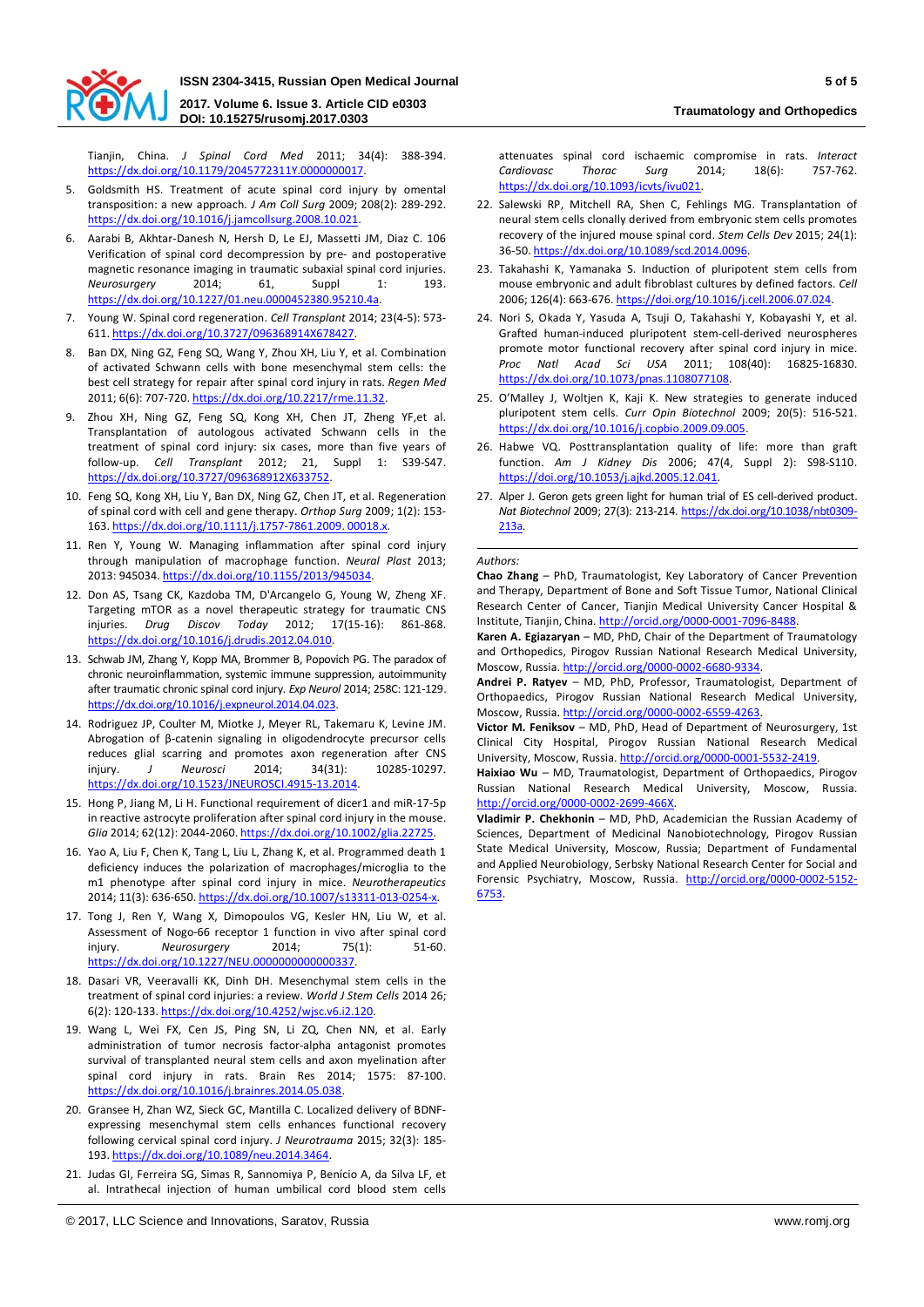Tianjin, China. *J Spinal Cord Med* 2011; 34(4): 388-394. https://dx.doi.org/10.1179/2045772311Y.0000000017.

5. Goldsmith HS. Treatment of acute spinal cord injury by omental transposition: a new approach. *J Am Coll Surg* 2009; 208(2): 289-292. https://dx.doi.org/10.1016/j.jamcollsurg.2008.10.021.
6. Aarabi B, Akhtar-Danesh N, Hersh D, Le EJ, Massetti JM, Diaz C. 106 Verification of spinal cord decompression by pre- and postoperative magnetic resonance imaging in traumatic subaxial spinal cord injuries. *Neurosurgery* 2014; 61, Suppl 1: 193. https://dx.doi.org/10.1227/01.neu.0000452380.95210.4a.
7. Young W. Spinal cord regeneration. *Cell Transplant* 2014; 23(4-5): 573-611. https://dx.doi.org/10.3727/096368914X678427.
8. Ban DX, Ning GZ, Feng SQ, Wang Y, Zhou XH, Liu Y, et al. Combination of activated Schwann cells with bone mesenchymal stem cells: the best cell strategy for repair after spinal cord injury in rats. *Regen Med* 2011; 6(6): 707-720. https://dx.doi.org/10.2217/rme.11.32.
9. Zhou XH, Ning GZ, Feng SQ, Kong XH, Chen JT, Zheng YF,et al. Transplantation of autologous activated Schwann cells in the treatment of spinal cord injury: six cases, more than five years of follow-up. *Cell Transplant* 2012; 21, Suppl 1: S39-S47. https://dx.doi.org/10.3727/096368912X633752.
10. Feng SQ, Kong XH, Liu Y, Ban DX, Ning GZ, Chen JT, et al. Regeneration of spinal cord with cell and gene therapy. *Orthop Surg* 2009; 1(2): 153-163. https://dx.doi.org/10.1111/j.1757-7861.2009. 00018.x.
11. Ren Y, Young W. Managing inflammation after spinal cord injury through manipulation of macrophage function. *Neural Plast* 2013; 2013: 945034. https://dx.doi.org/10.1155/2013/945034.
12. Don AS, Tsang CK, Kazdoba TM, D'Arcangelo G, Young W, Zheng XF. Targeting mTOR as a novel therapeutic strategy for traumatic CNS injuries. *Drug Discov Today* 2012; 17(15-16): 861-868. https://dx.doi.org/10.1016/j.drudis.2012.04.010.
13. Schwab JM, Zhang Y, Kopp MA, Brommer B, Popovich PG. The paradox of chronic neuroinflammation, systemic immune suppression, autoimmunity after traumatic chronic spinal cord injury. *Exp Neurol* 2014; 258C: 121-129. https://dx.doi.org/10.1016/j.expneurol.2014.04.023.
14. Rodriguez JP, Coulter M, Miotke J, Meyer RL, Takemaru K, Levine JM. Abrogation of β-catenin signaling in oligodendrocyte precursor cells reduces glial scarring and promotes axon regeneration after CNS injury. *J Neurosci* 2014; 34(31): 10285-10297. https://dx.doi.org/10.1523/JNEUROSCI.4915-13.2014.
15. Hong P, Jiang M, Li H. Functional requirement of dicer1 and miR-17-5p in reactive astrocyte proliferation after spinal cord injury in the mouse. *Glia* 2014; 62(12): 2044-2060. https://dx.doi.org/10.1002/glia.22725.
16. Yao A, Liu F, Chen K, Tang L, Liu L, Zhang K, et al. Programmed death 1 deficiency induces the polarization of macrophages/microglia to the m1 phenotype after spinal cord injury in mice. *Neurotherapeutics* 2014; 11(3): 636-650. https://dx.doi.org/10.1007/s13311-013-0254-x.
17. Tong J, Ren Y, Wang X, Dimopoulos VG, Kesler HN, Liu W, et al. Assessment of Nogo-66 receptor 1 function in vivo after spinal cord injury. *Neurosurgery* 2014; 75(1): 51-60. https://dx.doi.org/10.1227/NEU.0000000000000337.
18. Dasari VR, Veeravalli KK, Dinh DH. Mesenchymal stem cells in the treatment of spinal cord injuries: a review. *World J Stem Cells* 2014 26; 6(2): 120-133. https://dx.doi.org/10.4252/wjsc.v6.i2.120.
19. Wang L, Wei FX, Cen JS, Ping SN, Li ZQ, Chen NN, et al. Early administration of tumor necrosis factor-alpha antagonist promotes survival of transplanted neural stem cells and axon myelination after spinal cord injury in rats. Brain Res 2014; 1575: 87-100. https://dx.doi.org/10.1016/j.brainres.2014.05.038.
20. Gransee H, Zhan WZ, Sieck GC, Mantilla C. Localized delivery of BDNF-expressing mesenchymal stem cells enhances functional recovery following cervical spinal cord injury. *J Neurotrauma* 2015; 32(3): 185-193. https://dx.doi.org/10.1089/neu.2014.3464.
21. Judas GI, Ferreira SG, Simas R, Sannomiya P, Benício A, da Silva LF, et al. Intrathecal injection of human umbilical cord blood stem cells attenuates spinal cord ischaemic compromise in rats. *Interact Cardiovasc Thorac Surg* 2014; 18(6): 757-762. https://dx.doi.org/10.1093/icvts/ivu021.
22. Salewski RP, Mitchell RA, Shen C, Fehlings MG. Transplantation of neural stem cells clonally derived from embryonic stem cells promotes recovery of the injured mouse spinal cord. *Stem Cells Dev* 2015; 24(1): 36-50. https://dx.doi.org/10.1089/scd.2014.0096.
23. Takahashi K, Yamanaka S. Induction of pluripotent stem cells from mouse embryonic and adult fibroblast cultures by defined factors. *Cell* 2006; 126(4): 663-676. https://doi.org/10.1016/j.cell.2006.07.024.
24. Nori S, Okada Y, Yasuda A, Tsuji O, Takahashi Y, Kobayashi Y, et al. Grafted human-induced pluripotent stem-cell-derived neurospheres promote motor functional recovery after spinal cord injury in mice. *Proc Natl Acad Sci USA* 2011; 108(40): 16825-16830. https://dx.doi.org/10.1073/pnas.1108077108.
25. O'Malley J, Woltjen K, Kaji K. New strategies to generate induced pluripotent stem cells. *Curr Opin Biotechnol* 2009; 20(5): 516-521. https://dx.doi.org/10.1016/j.copbio.2009.09.005.
26. Habwe VQ. Posttransplantation quality of life: more than graft function. *Am J Kidney Dis* 2006; 47(4, Suppl 2): S98-S110. https://doi.org/10.1053/j.ajkd.2005.12.041.
27. Alper J. Geron gets green light for human trial of ES cell-derived product. *Nat Biotechnol* 2009; 27(3): 213-214. https://dx.doi.org/10.1038/nbt0309-213a.

---

*Authors:*

**Chao Zhang** – PhD, Traumatologist, Key Laboratory of Cancer Prevention and Therapy, Department of Bone and Soft Tissue Tumor, National Clinical Research Center of Cancer, Tianjin Medical University Cancer Hospital & Institute, Tianjin, China. http://orcid.org/0000-0001-7096-8488.

**Karen A. Egiazaryan** – MD, PhD, Chair of the Department of Traumatology and Orthopedics, Pirogov Russian National Research Medical University, Moscow, Russia. http://orcid.org/0000-0002-6680-9334.

**Andrei P. Ratyev** – MD, PhD, Professor, Traumatologist, Department of Orthopaedics, Pirogov Russian National Research Medical University, Moscow, Russia. http://orcid.org/0000-0002-6559-4263.

**Victor M. Feniksov** – MD, PhD, Head of Department of Neurosurgery, 1st Clinical City Hospital, Pirogov Russian National Research Medical University, Moscow, Russia. http://orcid.org/0000-0001-5532-2419.

**Haixiao Wu** – MD, Traumatologist, Department of Orthopaedics, Pirogov Russian National Research Medical University, Moscow, Russia. http://orcid.org/0000-0002-2699-466X.

**Vladimir P. Chekhonin** – MD, PhD, Academician the Russian Academy of Sciences, Department of Medicinal Nanobiotechnology, Pirogov Russian State Medical University, Moscow, Russia; Department of Fundamental and Applied Neurobiology, Serbsky National Research Center for Social and Forensic Psychiatry, Moscow, Russia. http://orcid.org/0000-0002-5152-6753.